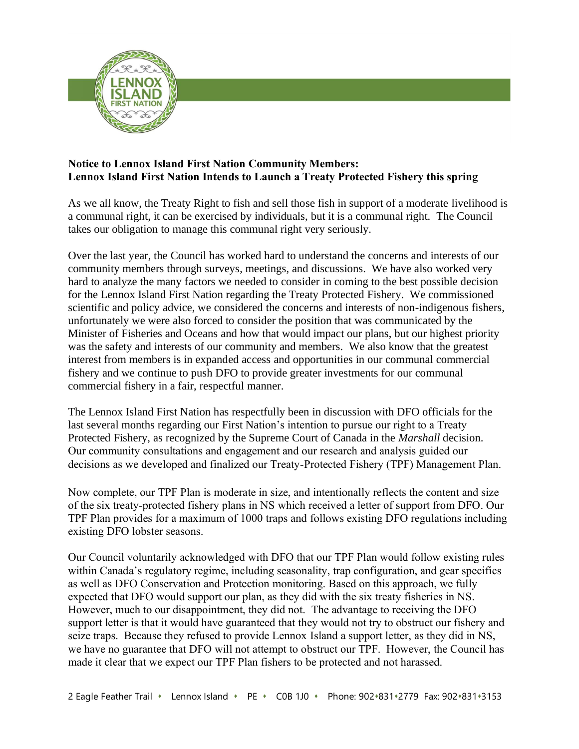**Notice to Lennox Island First Nation Community Members:**
**Lennox Island First Nation Intends to Launch a Treaty Protected Fishery this spring**

As we all know, the Treaty Right to fish and sell those fish in support of a moderate livelihood is a communal right, it can be exercised by individuals, but it is a communal right. The Council takes our obligation to manage this communal right very seriously.

Over the last year, the Council has worked hard to understand the concerns and interests of our community members through surveys, meetings, and discussions. We have also worked very hard to analyze the many factors we needed to consider in coming to the best possible decision for the Lennox Island First Nation regarding the Treaty Protected Fishery. We commissioned scientific and policy advice, we considered the concerns and interests of non-indigenous fishers, unfortunately we were also forced to consider the position that was communicated by the Minister of Fisheries and Oceans and how that would impact our plans, but our highest priority was the safety and interests of our community and members. We also know that the greatest interest from members is in expanded access and opportunities in our communal commercial fishery and we continue to push DFO to provide greater investments for our communal commercial fishery in a fair, respectful manner.

The Lennox Island First Nation has respectfully been in discussion with DFO officials for the last several months regarding our First Nation's intention to pursue our right to a Treaty Protected Fishery, as recognized by the Supreme Court of Canada in the *Marshall* decision. Our community consultations and engagement and our research and analysis guided our decisions as we developed and finalized our Treaty-Protected Fishery (TPF) Management Plan.

Now complete, our TPF Plan is moderate in size, and intentionally reflects the content and size of the six treaty-protected fishery plans in NS which received a letter of support from DFO. Our TPF Plan provides for a maximum of 1000 traps and follows existing DFO regulations including existing DFO lobster seasons.

Our Council voluntarily acknowledged with DFO that our TPF Plan would follow existing rules within Canada's regulatory regime, including seasonality, trap configuration, and gear specifics as well as DFO Conservation and Protection monitoring. Based on this approach, we fully expected that DFO would support our plan, as they did with the six treaty fisheries in NS. However, much to our disappointment, they did not. The advantage to receiving the DFO support letter is that it would have guaranteed that they would not try to obstruct our fishery and seize traps. Because they refused to provide Lennox Island a support letter, as they did in NS, we have no guarantee that DFO will not attempt to obstruct our TPF. However, the Council has made it clear that we expect our TPF Plan fishers to be protected and not harassed.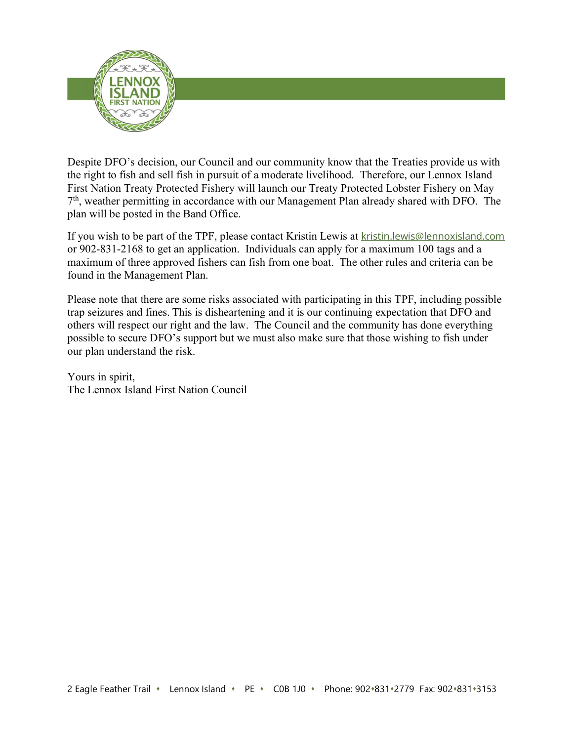Despite DFO's decision, our Council and our community know that the Treaties provide us with the right to fish and sell fish in pursuit of a moderate livelihood. Therefore, our Lennox Island First Nation Treaty Protected Fishery will launch our Treaty Protected Lobster Fishery on May 7th, weather permitting in accordance with our Management Plan already shared with DFO. The plan will be posted in the Band Office.

If you wish to be part of the TPF, please contact Kristin Lewis at kristin.lewis@lennoxisland.com or 902-831-2168 to get an application. Individuals can apply for a maximum 100 tags and a maximum of three approved fishers can fish from one boat. The other rules and criteria can be found in the Management Plan.

Please note that there are some risks associated with participating in this TPF, including possible trap seizures and fines. This is disheartening and it is our continuing expectation that DFO and others will respect our right and the law. The Council and the community has done everything possible to secure DFO's support but we must also make sure that those wishing to fish under our plan understand the risk.

Yours in spirit,
The Lennox Island First Nation Council